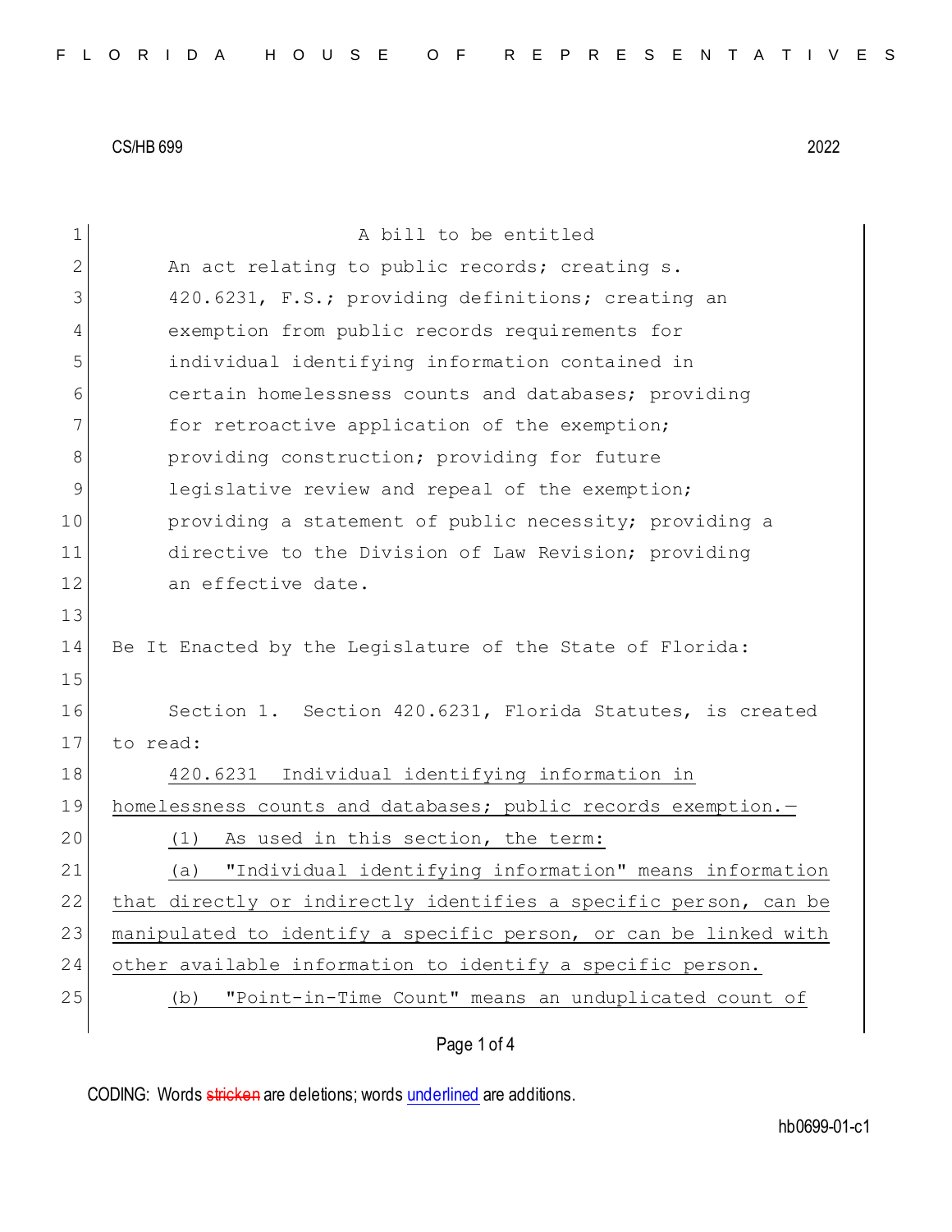CS/HB 699 2022

A bill to be entitled

An act relating to public records; creating s. 420.6231, F.S.; providing definitions; creating an exemption from public records requirements for individual identifying information contained in certain homelessness counts and databases; providing for retroactive application of the exemption; providing construction; providing for future legislative review and repeal of the exemption; providing a statement of public necessity; providing a directive to the Division of Law Revision; providing an effective date.

Be It Enacted by the Legislature of the State of Florida:

Section 1. Section 420.6231, Florida Statutes, is created to read:

420.6231 Individual identifying information in homelessness counts and databases; public records exemption.—

(1) As used in this section, the term:

(a) "Individual identifying information" means information that directly or indirectly identifies a specific person, can be manipulated to identify a specific person, or can be linked with other available information to identify a specific person.

(b) "Point-in-Time Count" means an unduplicated count of

CODING: Words stricken are deletions; words underlined are additions.

hb0699-01-c1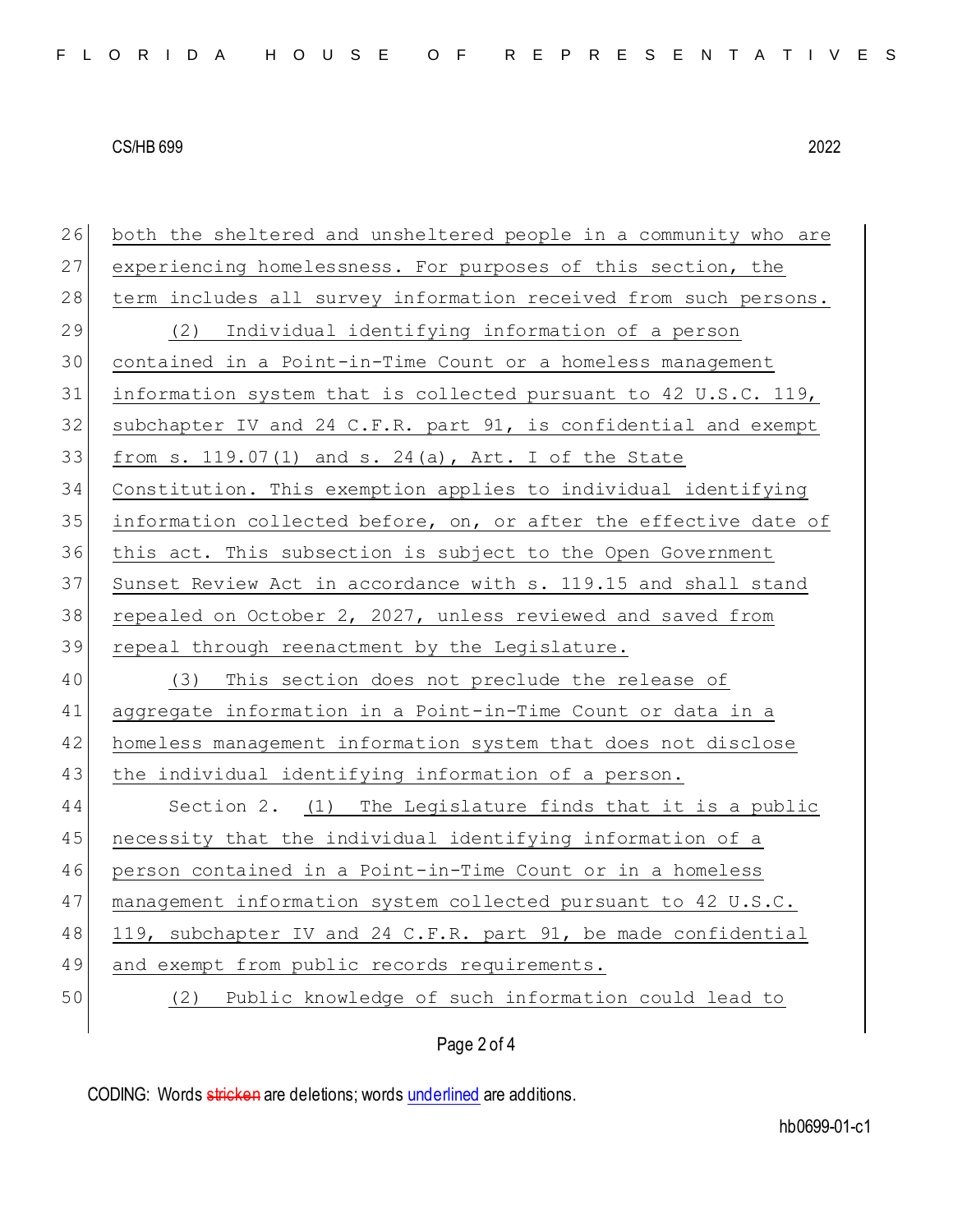both the sheltered and unsheltered people in a community who are experiencing homelessness. For purposes of this section, the term includes all survey information received from such persons.

(2) Individual identifying information of a person contained in a Point-in-Time Count or a homeless management information system that is collected pursuant to 42 U.S.C. 119, subchapter IV and 24 C.F.R. part 91, is confidential and exempt from s. 119.07(1) and s. 24(a), Art. I of the State Constitution. This exemption applies to individual identifying information collected before, on, or after the effective date of this act. This subsection is subject to the Open Government Sunset Review Act in accordance with s. 119.15 and shall stand repealed on October 2, 2027, unless reviewed and saved from repeal through reenactment by the Legislature.

(3) This section does not preclude the release of aggregate information in a Point-in-Time Count or data in a homeless management information system that does not disclose the individual identifying information of a person.

Section 2. (1) The Legislature finds that it is a public necessity that the individual identifying information of a person contained in a Point-in-Time Count or in a homeless management information system collected pursuant to 42 U.S.C. 119, subchapter IV and 24 C.F.R. part 91, be made confidential and exempt from public records requirements.

(2) Public knowledge of such information could lead to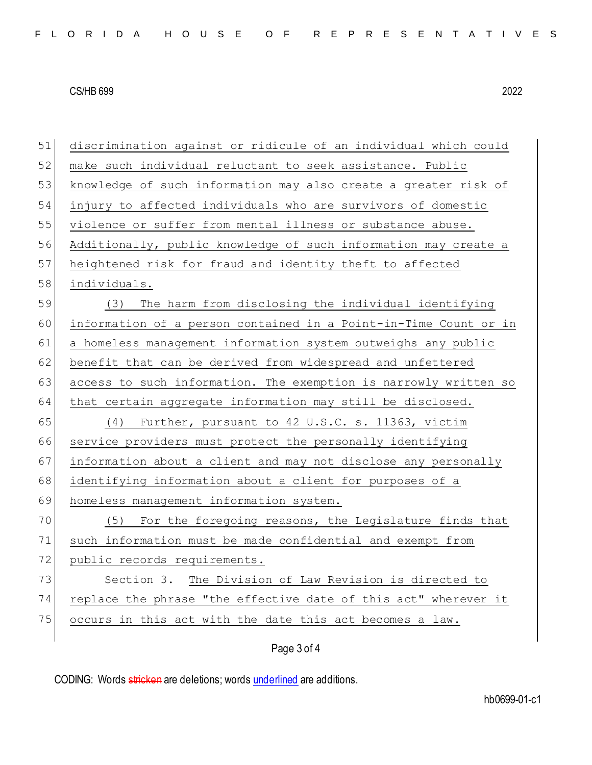discrimination against or ridicule of an individual which could make such individual reluctant to seek assistance. Public knowledge of such information may also create a greater risk of injury to affected individuals who are survivors of domestic violence or suffer from mental illness or substance abuse. Additionally, public knowledge of such information may create a heightened risk for fraud and identity theft to affected individuals.

(3) The harm from disclosing the individual identifying information of a person contained in a Point-in-Time Count or in a homeless management information system outweighs any public benefit that can be derived from widespread and unfettered access to such information. The exemption is narrowly written so that certain aggregate information may still be disclosed.

(4) Further, pursuant to 42 U.S.C. s. 11363, victim service providers must protect the personally identifying information about a client and may not disclose any personally identifying information about a client for purposes of a homeless management information system.

(5) For the foregoing reasons, the Legislature finds that such information must be made confidential and exempt from public records requirements.

Section 3. The Division of Law Revision is directed to replace the phrase "the effective date of this act" wherever it occurs in this act with the date this act becomes a law.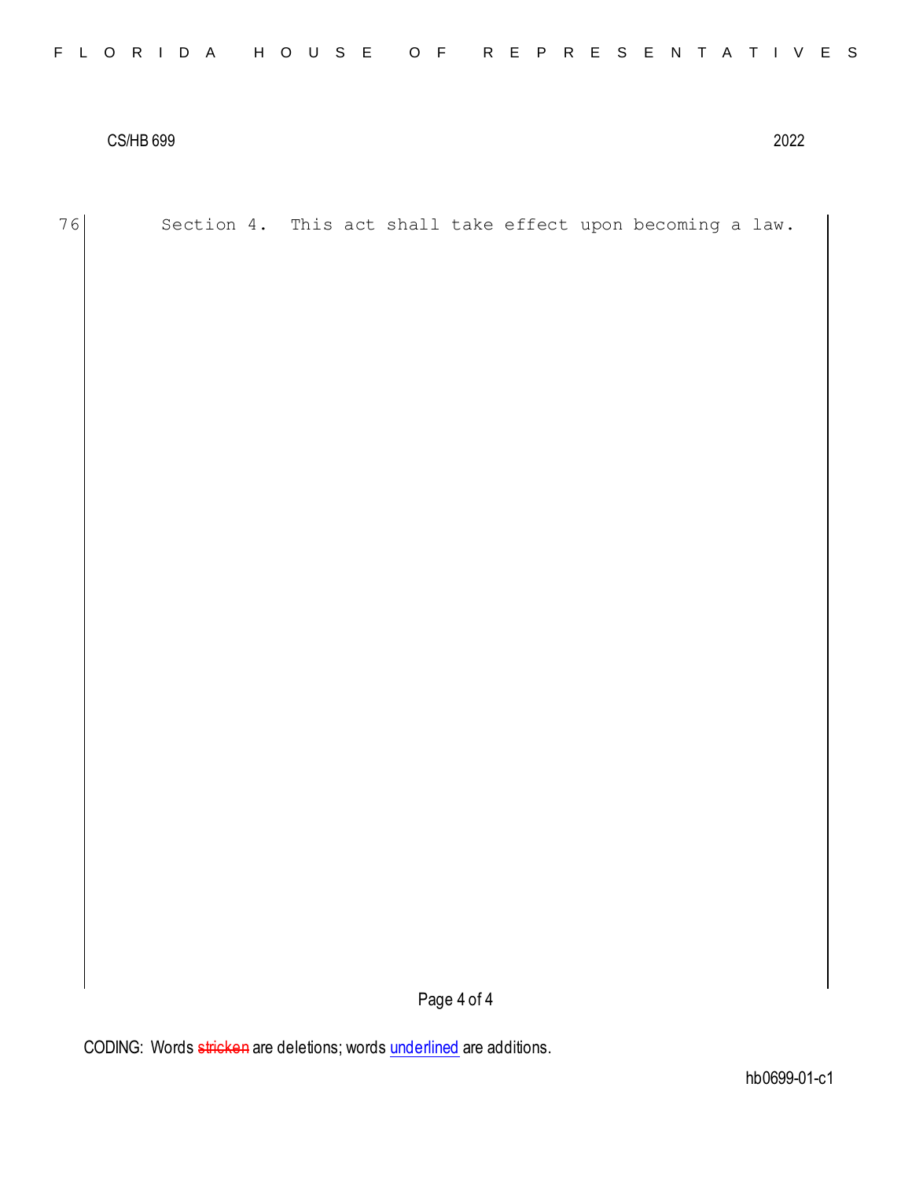76 Section 4. This act shall take effect upon becoming a law.